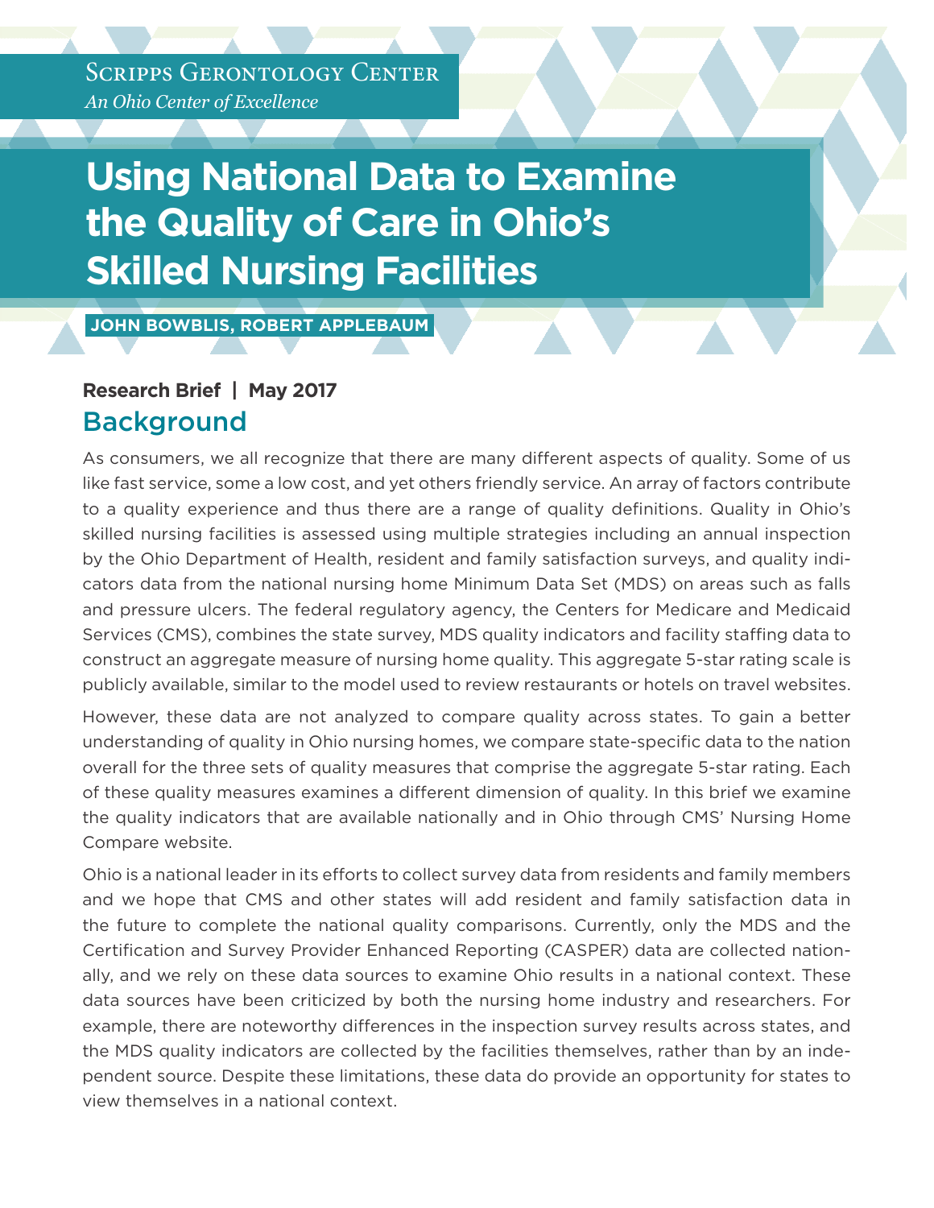Scripps Gerontology Center

*An Ohio Center of Excellence*

# Using National Data to Examine the Quality of Care in Ohio's Skilled Nursing Facilities

**JOHN BOWBLIS, ROBERT APPLEBAUM**

**Research Brief | May 2017**

## Background

As consumers, we all recognize that there are many different aspects of quality. Some of us like fast service, some a low cost, and yet others friendly service. An array of factors contribute to a quality experience and thus there are a range of quality definitions. Quality in Ohio's skilled nursing facilities is assessed using multiple strategies including an annual inspection by the Ohio Department of Health, resident and family satisfaction surveys, and quality indicators data from the national nursing home Minimum Data Set (MDS) on areas such as falls and pressure ulcers. The federal regulatory agency, the Centers for Medicare and Medicaid Services (CMS), combines the state survey, MDS quality indicators and facility staffing data to construct an aggregate measure of nursing home quality. This aggregate 5-star rating scale is publicly available, similar to the model used to review restaurants or hotels on travel websites.

However, these data are not analyzed to compare quality across states. To gain a better understanding of quality in Ohio nursing homes, we compare state-specific data to the nation overall for the three sets of quality measures that comprise the aggregate 5-star rating. Each of these quality measures examines a different dimension of quality. In this brief we examine the quality indicators that are available nationally and in Ohio through CMS' Nursing Home Compare website.

Ohio is a national leader in its efforts to collect survey data from residents and family members and we hope that CMS and other states will add resident and family satisfaction data in the future to complete the national quality comparisons. Currently, only the MDS and the Certification and Survey Provider Enhanced Reporting (CASPER) data are collected nationally, and we rely on these data sources to examine Ohio results in a national context. These data sources have been criticized by both the nursing home industry and researchers. For example, there are noteworthy differences in the inspection survey results across states, and the MDS quality indicators are collected by the facilities themselves, rather than by an independent source. Despite these limitations, these data do provide an opportunity for states to view themselves in a national context.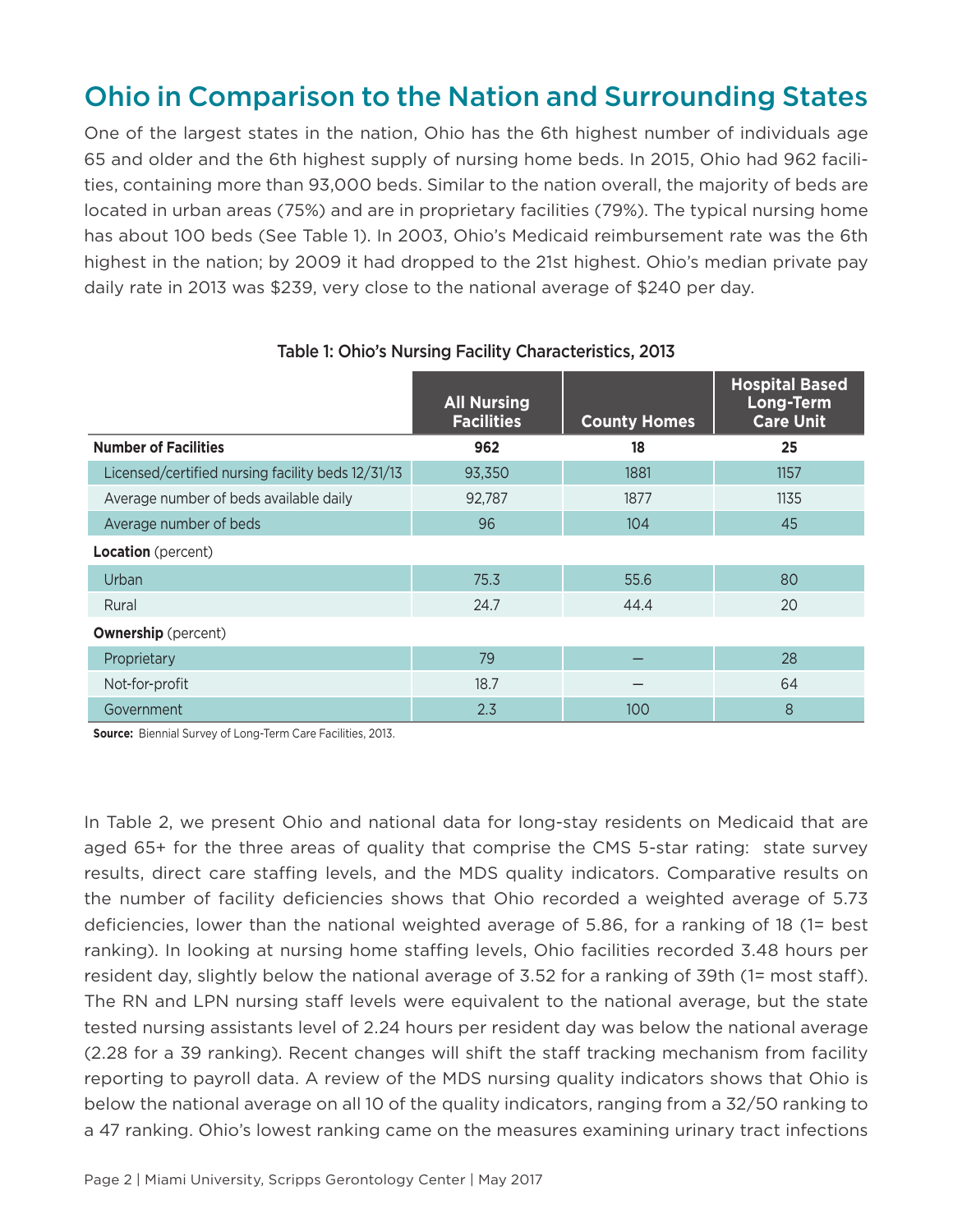## Ohio in Comparison to the Nation and Surrounding States

One of the largest states in the nation, Ohio has the 6th highest number of individuals age 65 and older and the 6th highest supply of nursing home beds. In 2015, Ohio had 962 facilities, containing more than 93,000 beds. Similar to the nation overall, the majority of beds are located in urban areas (75%) and are in proprietary facilities (79%). The typical nursing home has about 100 beds (See Table 1). In 2003, Ohio's Medicaid reimbursement rate was the 6th highest in the nation; by 2009 it had dropped to the 21st highest. Ohio's median private pay daily rate in 2013 was $239, very close to the national average of $240 per day.

Table 1: Ohio's Nursing Facility Characteristics, 2013

| | All Nursing Facilities | County Homes | Hospital Based Long-Term Care Unit |
|---|---|---|---|
| **Number of Facilities** | **962** | **18** | **25** |
| Licensed/certified nursing facility beds 12/31/13 | 93,350 | 1881 | 1157 |
| Average number of beds available daily | 92,787 | 1877 | 1135 |
| Average number of beds | 96 | 104 | 45 |
| **Location** (percent) | | | |
| Urban | 75.3 | 55.6 | 80 |
| Rural | 24.7 | 44.4 | 20 |
| **Ownership** (percent) | | | |
| Proprietary | 79 | – | 28 |
| Not-for-profit | 18.7 | – | 64 |
| Government | 2.3 | 100 | 8 |

**Source:** Biennial Survey of Long-Term Care Facilities, 2013.

In Table 2, we present Ohio and national data for long-stay residents on Medicaid that are aged 65+ for the three areas of quality that comprise the CMS 5-star rating: state survey results, direct care staffing levels, and the MDS quality indicators. Comparative results on the number of facility deficiencies shows that Ohio recorded a weighted average of 5.73 deficiencies, lower than the national weighted average of 5.86, for a ranking of 18 (1= best ranking). In looking at nursing home staffing levels, Ohio facilities recorded 3.48 hours per resident day, slightly below the national average of 3.52 for a ranking of 39th (1= most staff). The RN and LPN nursing staff levels were equivalent to the national average, but the state tested nursing assistants level of 2.24 hours per resident day was below the national average (2.28 for a 39 ranking). Recent changes will shift the staff tracking mechanism from facility reporting to payroll data. A review of the MDS nursing quality indicators shows that Ohio is below the national average on all 10 of the quality indicators, ranging from a 32/50 ranking to a 47 ranking. Ohio's lowest ranking came on the measures examining urinary tract infections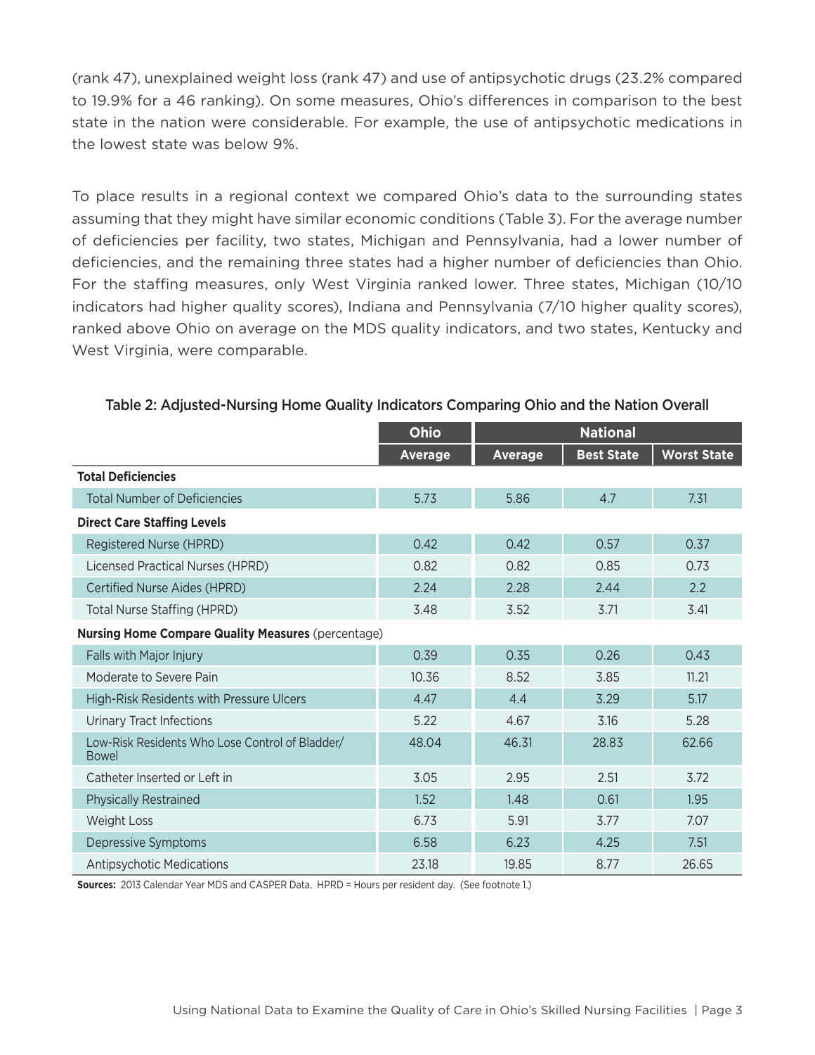(rank 47), unexplained weight loss (rank 47) and use of antipsychotic drugs (23.2% compared to 19.9% for a 46 ranking). On some measures, Ohio's differences in comparison to the best state in the nation were considerable. For example, the use of antipsychotic medications in the lowest state was below 9%.

To place results in a regional context we compared Ohio's data to the surrounding states assuming that they might have similar economic conditions (Table 3). For the average number of deficiencies per facility, two states, Michigan and Pennsylvania, had a lower number of deficiencies, and the remaining three states had a higher number of deficiencies than Ohio. For the staffing measures, only West Virginia ranked lower. Three states, Michigan (10/10 indicators had higher quality scores), Indiana and Pennsylvania (7/10 higher quality scores), ranked above Ohio on average on the MDS quality indicators, and two states, Kentucky and West Virginia, were comparable.

**Table 2: Adjusted-Nursing Home Quality Indicators Comparing Ohio and the Nation Overall**

| | Ohio | National | | |
|---|---|---|---|---|
| | Average | Average | Best State | Worst State |
| **Total Deficiencies** | | | | |
| Total Number of Deficiencies | 5.73 | 5.86 | 4.7 | 7.31 |
| **Direct Care Staffing Levels** | | | | |
| Registered Nurse (HPRD) | 0.42 | 0.42 | 0.57 | 0.37 |
| Licensed Practical Nurses (HPRD) | 0.82 | 0.82 | 0.85 | 0.73 |
| Certified Nurse Aides (HPRD) | 2.24 | 2.28 | 2.44 | 2.2 |
| Total Nurse Staffing (HPRD) | 3.48 | 3.52 | 3.71 | 3.41 |
| **Nursing Home Compare Quality Measures** (percentage) | | | | |
| Falls with Major Injury | 0.39 | 0.35 | 0.26 | 0.43 |
| Moderate to Severe Pain | 10.36 | 8.52 | 3.85 | 11.21 |
| High-Risk Residents with Pressure Ulcers | 4.47 | 4.4 | 3.29 | 5.17 |
| Urinary Tract Infections | 5.22 | 4.67 | 3.16 | 5.28 |
| Low-Risk Residents Who Lose Control of Bladder/Bowel | 48.04 | 46.31 | 28.83 | 62.66 |
| Catheter Inserted or Left in | 3.05 | 2.95 | 2.51 | 3.72 |
| Physically Restrained | 1.52 | 1.48 | 0.61 | 1.95 |
| Weight Loss | 6.73 | 5.91 | 3.77 | 7.07 |
| Depressive Symptoms | 6.58 | 6.23 | 4.25 | 7.51 |
| Antipsychotic Medications | 23.18 | 19.85 | 8.77 | 26.65 |

**Sources:** 2013 Calendar Year MDS and CASPER Data. HPRD = Hours per resident day. (See footnote 1.)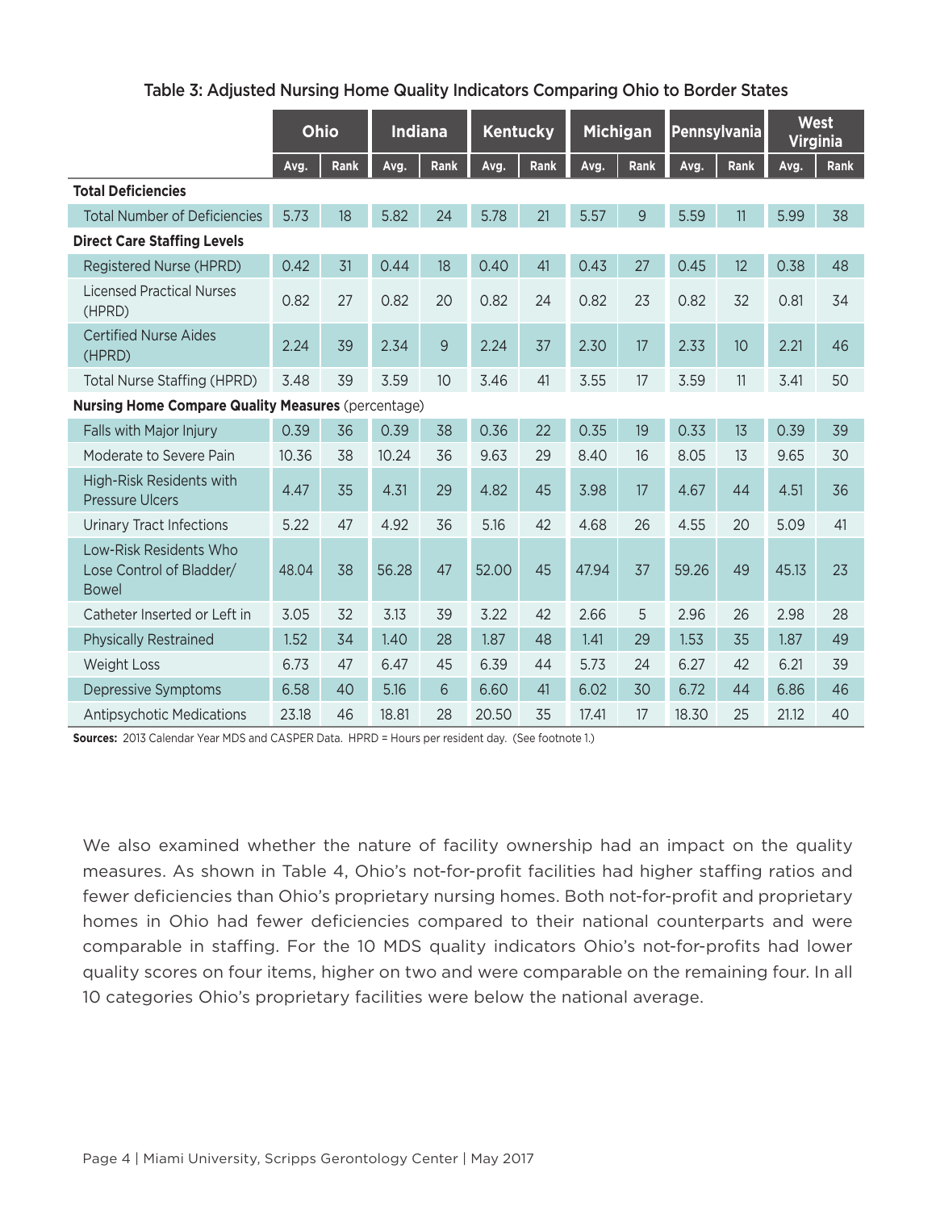Table 3: Adjusted Nursing Home Quality Indicators Comparing Ohio to Border States

| | Ohio | | Indiana | | Kentucky | | Michigan | | Pennsylvania | | West Virginia | |
|---|---|---|---|---|---|---|---|---|---|---|---|---|
| | Avg. | Rank | Avg. | Rank | Avg. | Rank | Avg. | Rank | Avg. | Rank | Avg. | Rank |
| **Total Deficiencies** | | | | | | | | | | | | |
| Total Number of Deficiencies | 5.73 | 18 | 5.82 | 24 | 5.78 | 21 | 5.57 | 9 | 5.59 | 11 | 5.99 | 38 |
| **Direct Care Staffing Levels** | | | | | | | | | | | | |
| Registered Nurse (HPRD) | 0.42 | 31 | 0.44 | 18 | 0.40 | 41 | 0.43 | 27 | 0.45 | 12 | 0.38 | 48 |
| Licensed Practical Nurses (HPRD) | 0.82 | 27 | 0.82 | 20 | 0.82 | 24 | 0.82 | 23 | 0.82 | 32 | 0.81 | 34 |
| Certified Nurse Aides (HPRD) | 2.24 | 39 | 2.34 | 9 | 2.24 | 37 | 2.30 | 17 | 2.33 | 10 | 2.21 | 46 |
| Total Nurse Staffing (HPRD) | 3.48 | 39 | 3.59 | 10 | 3.46 | 41 | 3.55 | 17 | 3.59 | 11 | 3.41 | 50 |
| **Nursing Home Compare Quality Measures** (percentage) | | | | | | | | | | | | |
| Falls with Major Injury | 0.39 | 36 | 0.39 | 38 | 0.36 | 22 | 0.35 | 19 | 0.33 | 13 | 0.39 | 39 |
| Moderate to Severe Pain | 10.36 | 38 | 10.24 | 36 | 9.63 | 29 | 8.40 | 16 | 8.05 | 13 | 9.65 | 30 |
| High-Risk Residents with Pressure Ulcers | 4.47 | 35 | 4.31 | 29 | 4.82 | 45 | 3.98 | 17 | 4.67 | 44 | 4.51 | 36 |
| Urinary Tract Infections | 5.22 | 47 | 4.92 | 36 | 5.16 | 42 | 4.68 | 26 | 4.55 | 20 | 5.09 | 41 |
| Low-Risk Residents Who Lose Control of Bladder/ Bowel | 48.04 | 38 | 56.28 | 47 | 52.00 | 45 | 47.94 | 37 | 59.26 | 49 | 45.13 | 23 |
| Catheter Inserted or Left in | 3.05 | 32 | 3.13 | 39 | 3.22 | 42 | 2.66 | 5 | 2.96 | 26 | 2.98 | 28 |
| Physically Restrained | 1.52 | 34 | 1.40 | 28 | 1.87 | 48 | 1.41 | 29 | 1.53 | 35 | 1.87 | 49 |
| Weight Loss | 6.73 | 47 | 6.47 | 45 | 6.39 | 44 | 5.73 | 24 | 6.27 | 42 | 6.21 | 39 |
| Depressive Symptoms | 6.58 | 40 | 5.16 | 6 | 6.60 | 41 | 6.02 | 30 | 6.72 | 44 | 6.86 | 46 |
| Antipsychotic Medications | 23.18 | 46 | 18.81 | 28 | 20.50 | 35 | 17.41 | 17 | 18.30 | 25 | 21.12 | 40 |

**Sources:** 2013 Calendar Year MDS and CASPER Data. HPRD = Hours per resident day. (See footnote 1.)

We also examined whether the nature of facility ownership had an impact on the quality measures. As shown in Table 4, Ohio's not-for-profit facilities had higher staffing ratios and fewer deficiencies than Ohio's proprietary nursing homes. Both not-for-profit and proprietary homes in Ohio had fewer deficiencies compared to their national counterparts and were comparable in staffing. For the 10 MDS quality indicators Ohio's not-for-profits had lower quality scores on four items, higher on two and were comparable on the remaining four. In all 10 categories Ohio's proprietary facilities were below the national average.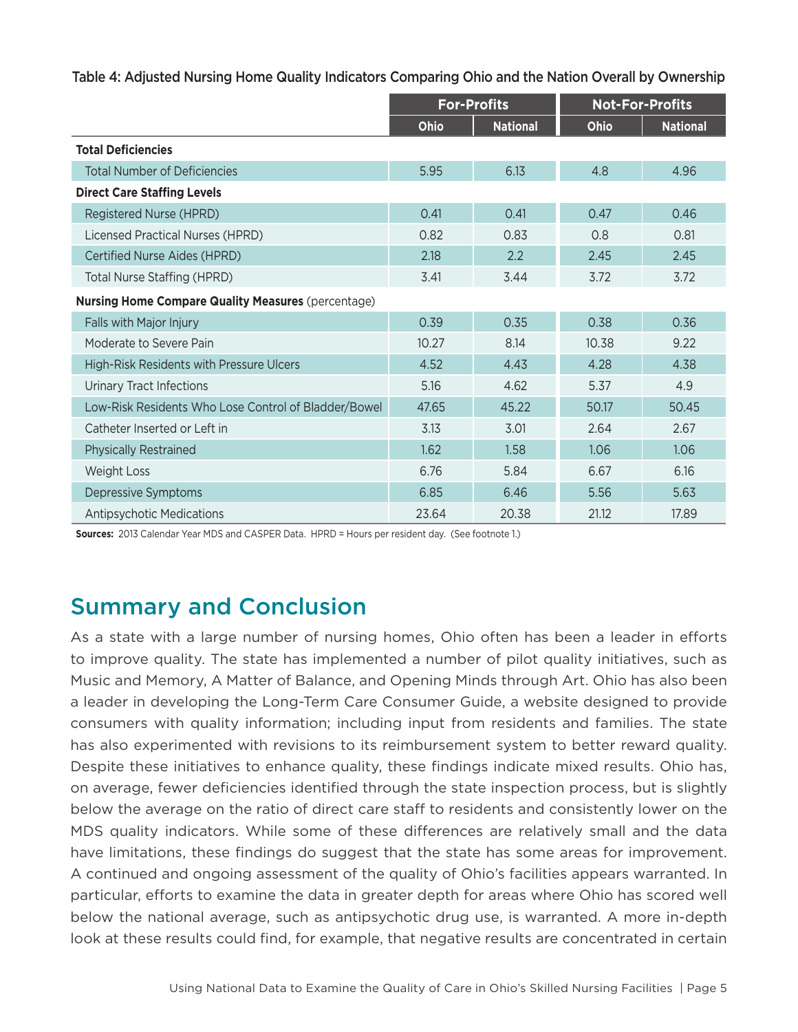Table 4: Adjusted Nursing Home Quality Indicators Comparing Ohio and the Nation Overall by Ownership

| | For-Profits | | Not-For-Profits | |
|---|---|---|---|---|
| | Ohio | National | Ohio | National |
| **Total Deficiencies** | | | | |
| Total Number of Deficiencies | 5.95 | 6.13 | 4.8 | 4.96 |
| **Direct Care Staffing Levels** | | | | |
| Registered Nurse (HPRD) | 0.41 | 0.41 | 0.47 | 0.46 |
| Licensed Practical Nurses (HPRD) | 0.82 | 0.83 | 0.8 | 0.81 |
| Certified Nurse Aides (HPRD) | 2.18 | 2.2 | 2.45 | 2.45 |
| Total Nurse Staffing (HPRD) | 3.41 | 3.44 | 3.72 | 3.72 |
| **Nursing Home Compare Quality Measures** (percentage) | | | | |
| Falls with Major Injury | 0.39 | 0.35 | 0.38 | 0.36 |
| Moderate to Severe Pain | 10.27 | 8.14 | 10.38 | 9.22 |
| High-Risk Residents with Pressure Ulcers | 4.52 | 4.43 | 4.28 | 4.38 |
| Urinary Tract Infections | 5.16 | 4.62 | 5.37 | 4.9 |
| Low-Risk Residents Who Lose Control of Bladder/Bowel | 47.65 | 45.22 | 50.17 | 50.45 |
| Catheter Inserted or Left in | 3.13 | 3.01 | 2.64 | 2.67 |
| Physically Restrained | 1.62 | 1.58 | 1.06 | 1.06 |
| Weight Loss | 6.76 | 5.84 | 6.67 | 6.16 |
| Depressive Symptoms | 6.85 | 6.46 | 5.56 | 5.63 |
| Antipsychotic Medications | 23.64 | 20.38 | 21.12 | 17.89 |

**Sources:** 2013 Calendar Year MDS and CASPER Data. HPRD = Hours per resident day. (See footnote 1.)

## Summary and Conclusion

As a state with a large number of nursing homes, Ohio often has been a leader in efforts to improve quality. The state has implemented a number of pilot quality initiatives, such as Music and Memory, A Matter of Balance, and Opening Minds through Art. Ohio has also been a leader in developing the Long-Term Care Consumer Guide, a website designed to provide consumers with quality information; including input from residents and families. The state has also experimented with revisions to its reimbursement system to better reward quality. Despite these initiatives to enhance quality, these findings indicate mixed results. Ohio has, on average, fewer deficiencies identified through the state inspection process, but is slightly below the average on the ratio of direct care staff to residents and consistently lower on the MDS quality indicators. While some of these differences are relatively small and the data have limitations, these findings do suggest that the state has some areas for improvement. A continued and ongoing assessment of the quality of Ohio's facilities appears warranted. In particular, efforts to examine the data in greater depth for areas where Ohio has scored well below the national average, such as antipsychotic drug use, is warranted. A more in-depth look at these results could find, for example, that negative results are concentrated in certain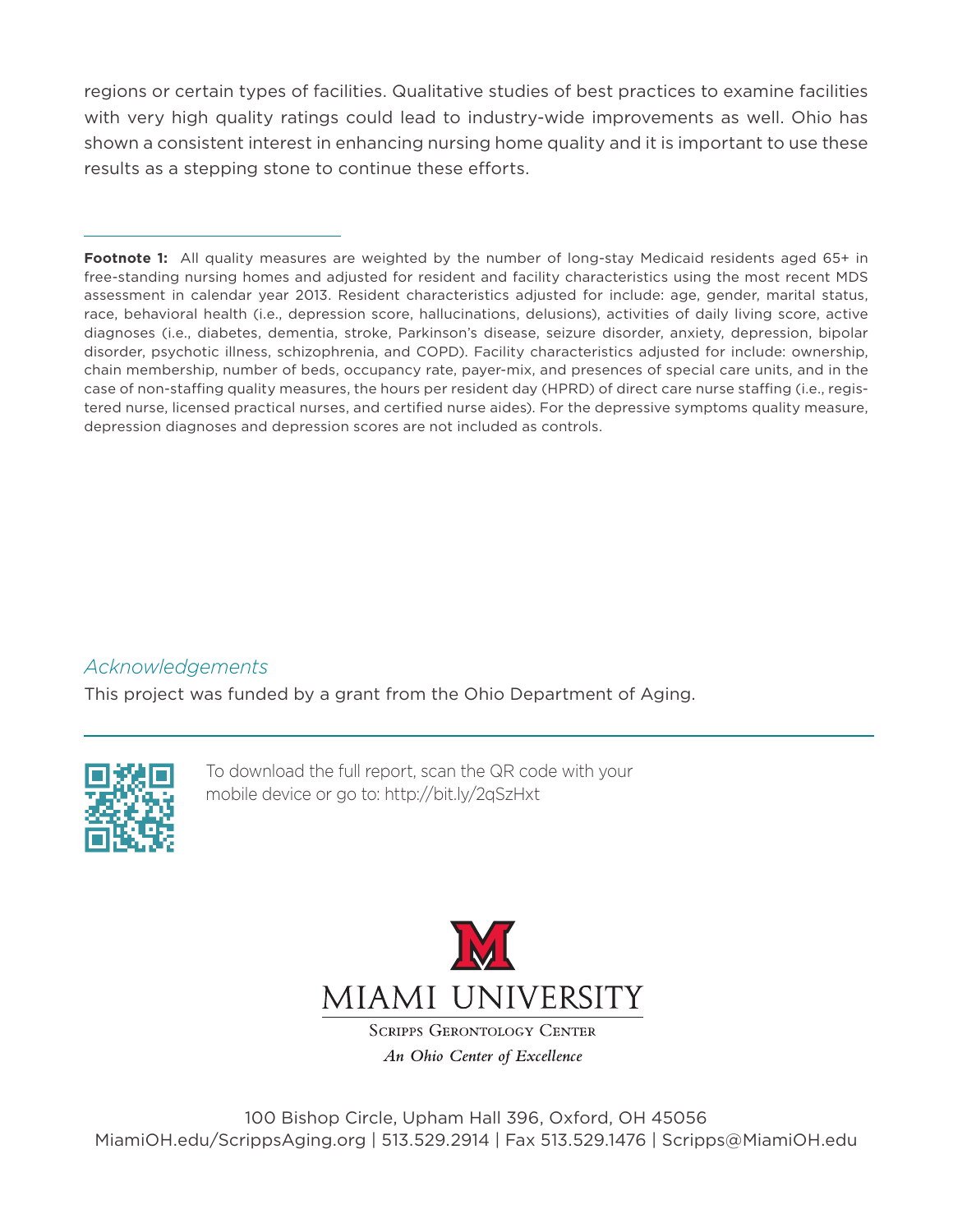regions or certain types of facilities. Qualitative studies of best practices to examine facilities with very high quality ratings could lead to industry-wide improvements as well. Ohio has shown a consistent interest in enhancing nursing home quality and it is important to use these results as a stepping stone to continue these efforts.

---

**Footnote 1:** All quality measures are weighted by the number of long-stay Medicaid residents aged 65+ in free-standing nursing homes and adjusted for resident and facility characteristics using the most recent MDS assessment in calendar year 2013. Resident characteristics adjusted for include: age, gender, marital status, race, behavioral health (i.e., depression score, hallucinations, delusions), activities of daily living score, active diagnoses (i.e., diabetes, dementia, stroke, Parkinson's disease, seizure disorder, anxiety, depression, bipolar disorder, psychotic illness, schizophrenia, and COPD). Facility characteristics adjusted for include: ownership, chain membership, number of beds, occupancy rate, payer-mix, and presences of special care units, and in the case of non-staffing quality measures, the hours per resident day (HPRD) of direct care nurse staffing (i.e., registered nurse, licensed practical nurses, and certified nurse aides). For the depressive symptoms quality measure, depression diagnoses and depression scores are not included as controls.

*Acknowledgements*

This project was funded by a grant from the Ohio Department of Aging.

To download the full report, scan the QR code with your mobile device or go to: http://bit.ly/2qSzHxt

MIAMI UNIVERSITY

Scripps Gerontology Center

*An Ohio Center of Excellence*

100 Bishop Circle, Upham Hall 396, Oxford, OH 45056

MiamiOH.edu/ScrippsAging.org | 513.529.2914 | Fax 513.529.1476 | Scripps@MiamiOH.edu